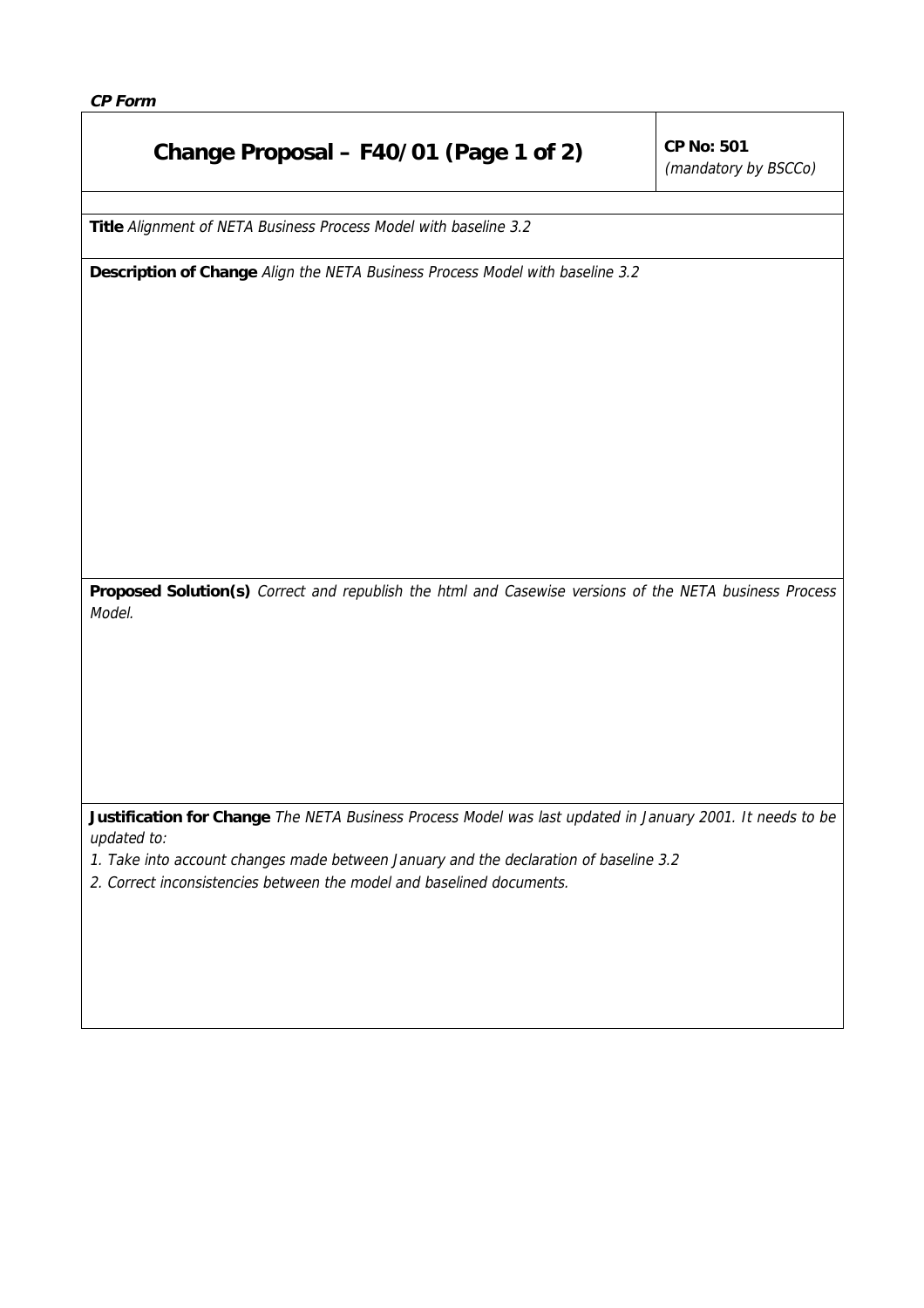***CP Form***

# Change Proposal – F40/01 (Page 1 of 2)

**CP No: 501**
*(mandatory by BSCCo)*

**Title** *Alignment of NETA Business Process Model with baseline 3.2*

**Description of Change** *Align the NETA Business Process Model with baseline 3.2*

**Proposed Solution(s)** *Correct and republish the html and Casewise versions of the NETA business Process Model.*

**Justification for Change** *The NETA Business Process Model was last updated in January 2001. It needs to be updated to:*

*1. Take into account changes made between January and the declaration of baseline 3.2*

*2. Correct inconsistencies between the model and baselined documents.*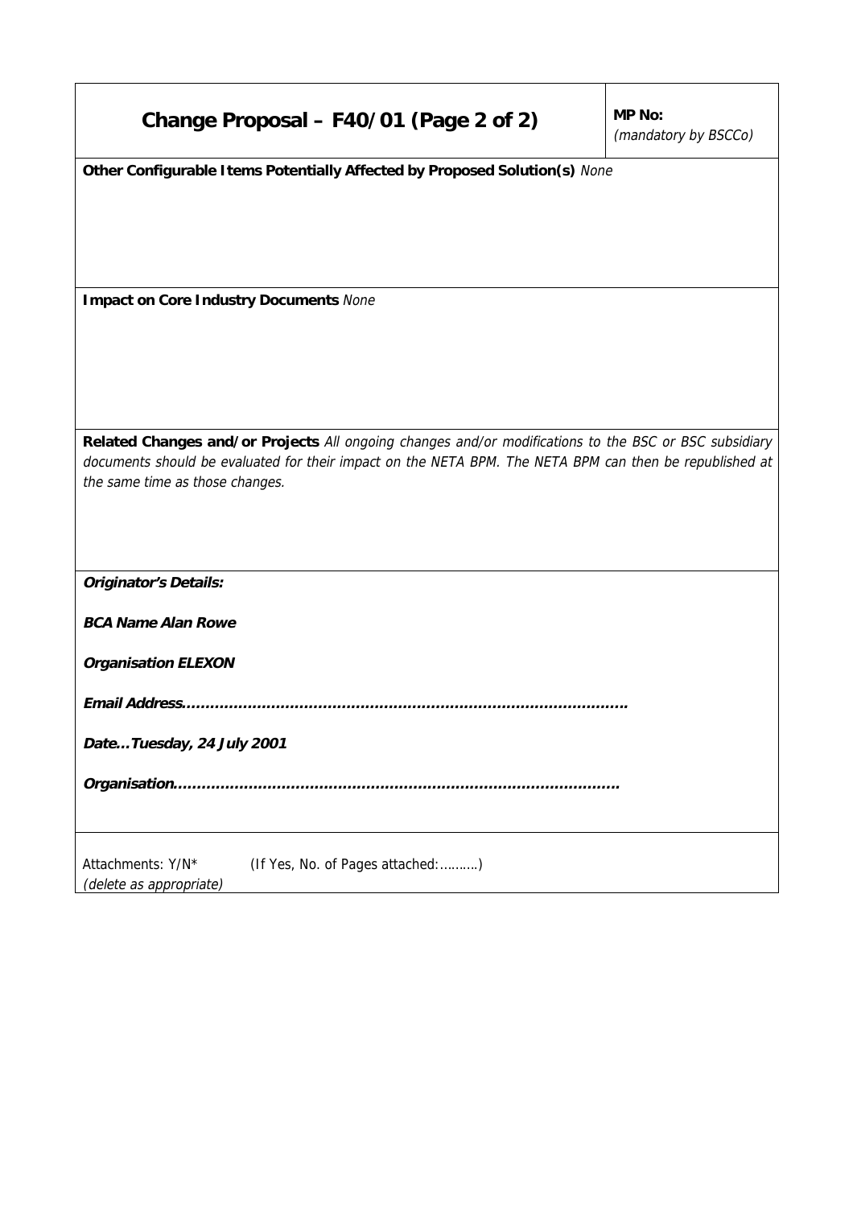## Change Proposal – F40/01 (Page 2 of 2)

**MP No:** *(mandatory by BSCCo)*

**Other Configurable Items Potentially Affected by Proposed Solution(s)** *None*

**Impact on Core Industry Documents** *None*

**Related Changes and/or Projects** *All ongoing changes and/or modifications to the BSC or BSC subsidiary documents should be evaluated for their impact on the NETA BPM. The NETA BPM can then be republished at the same time as those changes.*

***Originator's Details:***

***BCA Name Alan Rowe***

***Organisation ELEXON***

***Email Address………………………………………………………………………………….***

***Date…Tuesday, 24 July 2001***

***Organisation………………………………………………………………………………….***

Attachments: Y/N* (If Yes, No. of Pages attached:……….)
*(delete as appropriate)*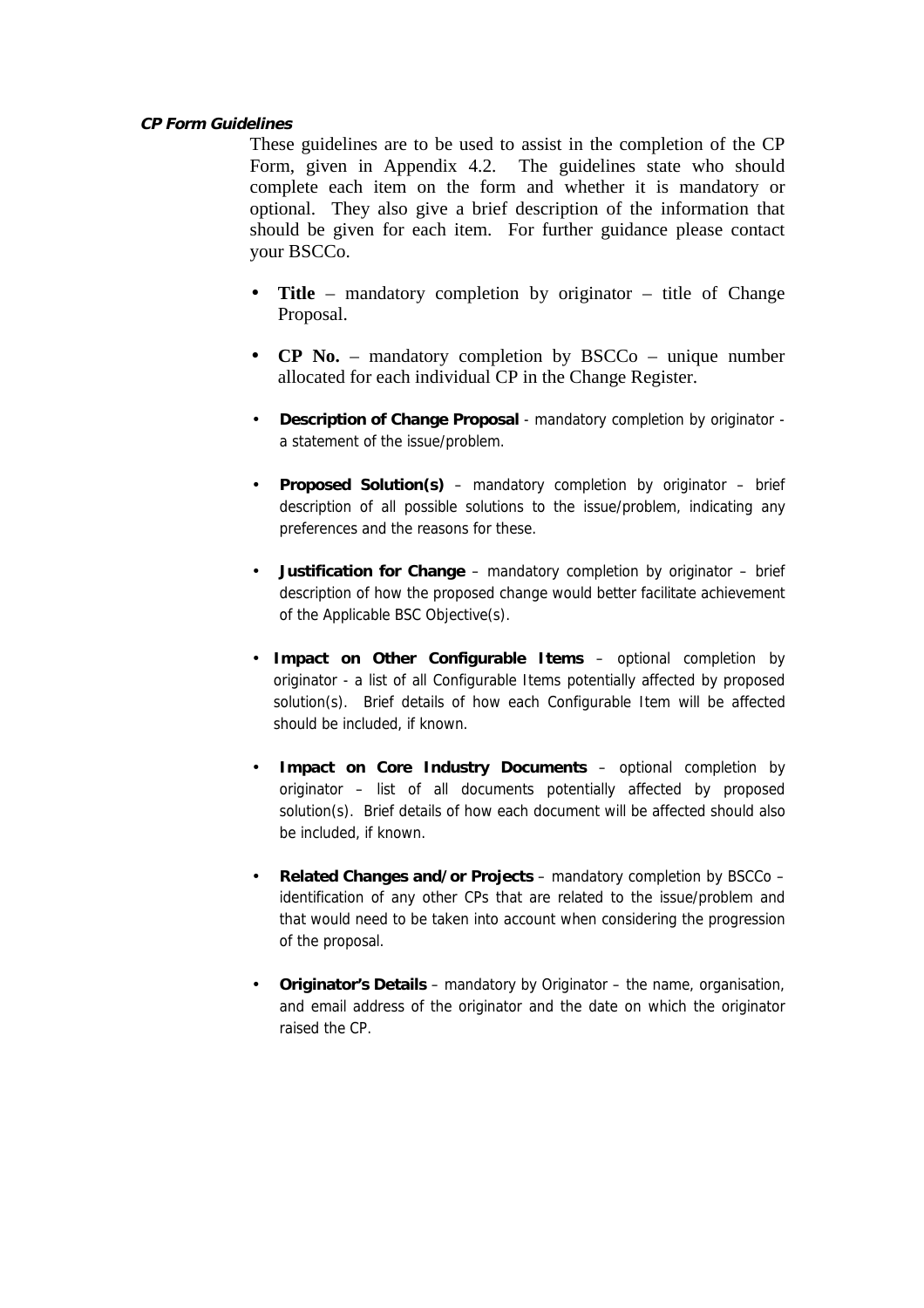***CP Form Guidelines***

These guidelines are to be used to assist in the completion of the CP Form, given in Appendix 4.2. The guidelines state who should complete each item on the form and whether it is mandatory or optional. They also give a brief description of the information that should be given for each item. For further guidance please contact your BSCCo.

- **Title** – mandatory completion by originator – title of Change Proposal.
- **CP No.** – mandatory completion by BSCCo – unique number allocated for each individual CP in the Change Register.
- **Description of Change Proposal** - mandatory completion by originator - a statement of the issue/problem.
- **Proposed Solution(s)** – mandatory completion by originator – brief description of all possible solutions to the issue/problem, indicating any preferences and the reasons for these.
- **Justification for Change** – mandatory completion by originator – brief description of how the proposed change would better facilitate achievement of the Applicable BSC Objective(s).
- **Impact on Other Configurable Items** – optional completion by originator - a list of all Configurable Items potentially affected by proposed solution(s). Brief details of how each Configurable Item will be affected should be included, if known.
- **Impact on Core Industry Documents** – optional completion by originator – list of all documents potentially affected by proposed solution(s). Brief details of how each document will be affected should also be included, if known.
- **Related Changes and/or Projects** – mandatory completion by BSCCo – identification of any other CPs that are related to the issue/problem and that would need to be taken into account when considering the progression of the proposal.
- **Originator's Details** – mandatory by Originator – the name, organisation, and email address of the originator and the date on which the originator raised the CP.